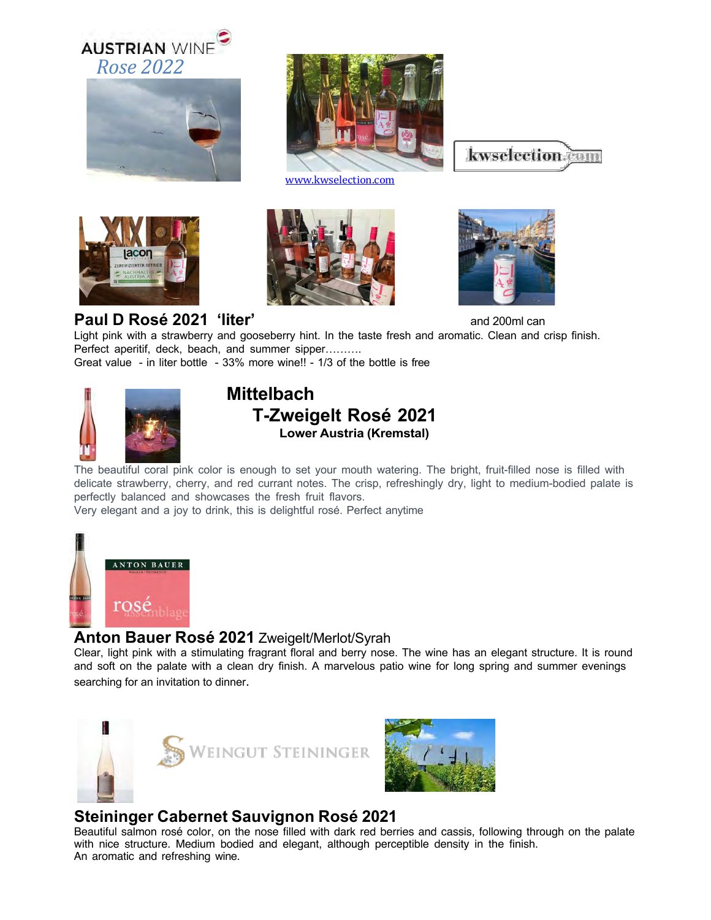AUSTRIAN WINE
*Rose 2022*

www.kwselection.com

kwselection.com

## Paul D Rosé 2021 'liter' and 200ml can

Light pink with a strawberry and gooseberry hint. In the taste fresh and aromatic. Clean and crisp finish. Perfect aperitif, deck, beach, and summer sipper……….
Great value - in liter bottle - 33% more wine!! - 1/3 of the bottle is free

## Mittelbach
## T-Zweigelt Rosé 2021
**Lower Austria (Kremstal)**

The beautiful coral pink color is enough to set your mouth watering. The bright, fruit-filled nose is filled with delicate strawberry, cherry, and red currant notes. The crisp, refreshingly dry, light to medium-bodied palate is perfectly balanced and showcases the fresh fruit flavors.
Very elegant and a joy to drink, this is delightful rosé. Perfect anytime

## Anton Bauer Rosé 2021 Zweigelt/Merlot/Syrah

Clear, light pink with a stimulating fragrant floral and berry nose. The wine has an elegant structure. It is round and soft on the palate with a clean dry finish. A marvelous patio wine for long spring and summer evenings searching for an invitation to dinner.

WEINGUT STEININGER

## Steininger Cabernet Sauvignon Rosé 2021

Beautiful salmon rosé color, on the nose filled with dark red berries and cassis, following through on the palate with nice structure. Medium bodied and elegant, although perceptible density in the finish.
An aromatic and refreshing wine.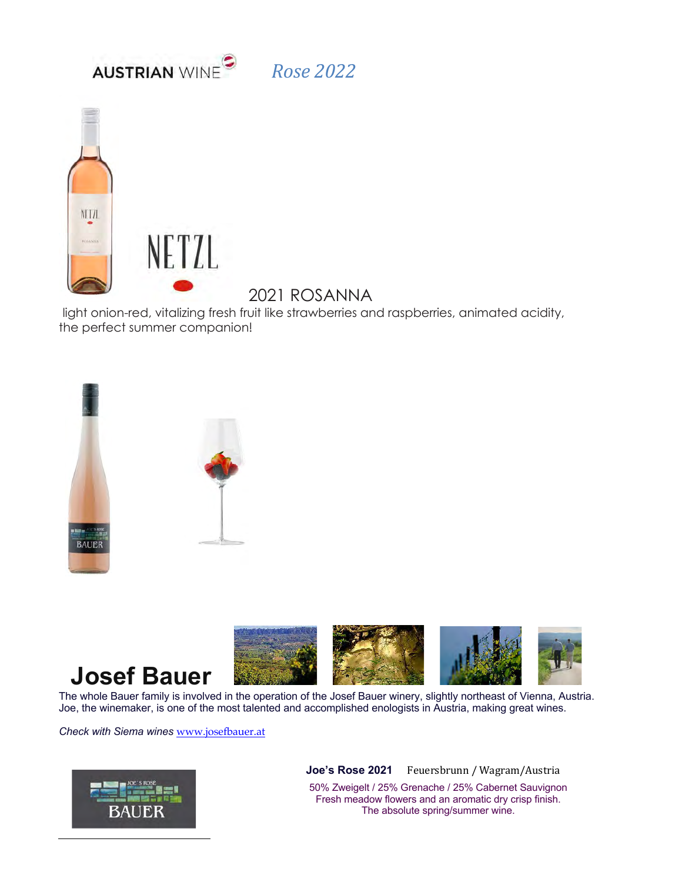AUSTRIAN WINE *Rose 2022*

NETZL

2021 ROSANNA

light onion-red, vitalizing fresh fruit like strawberries and raspberries, animated acidity, the perfect summer companion!

# Josef Bauer

The whole Bauer family is involved in the operation of the Josef Bauer winery, slightly northeast of Vienna, Austria. Joe, the winemaker, is one of the most talented and accomplished enologists in Austria, making great wines.

*Check with Siema wines* www.josefbauer.at

**Joe's Rose 2021** Feuersbrunn / Wagram/Austria

50% Zweigelt / 25% Grenache / 25% Cabernet Sauvignon
Fresh meadow flowers and an aromatic dry crisp finish.
The absolute spring/summer wine.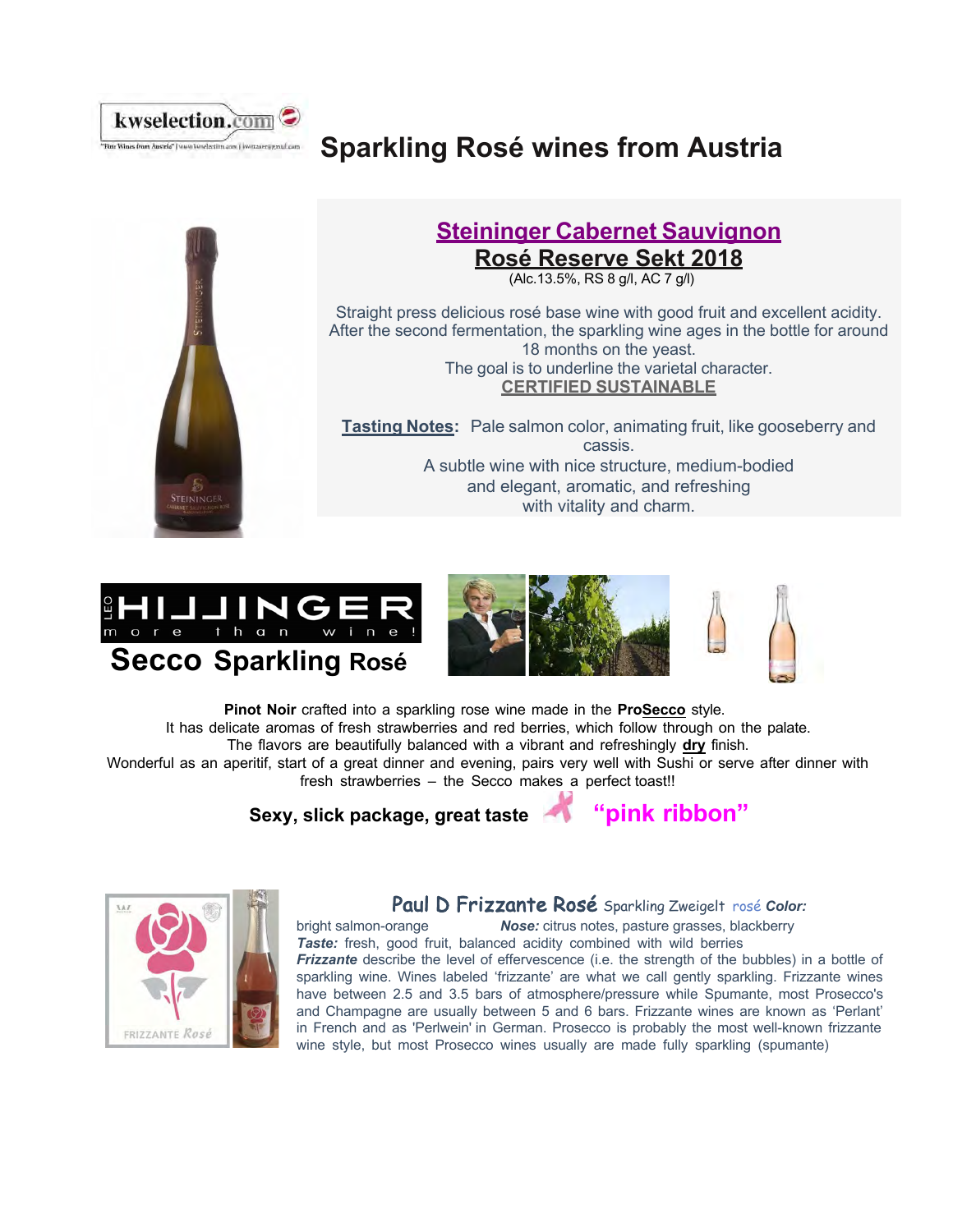# Sparkling Rosé wines from Austria

## Steininger Cabernet Sauvignon Rosé Reserve Sekt 2018

(Alc.13.5%, RS 8 g/l, AC 7 g/l)

Straight press delicious rosé base wine with good fruit and excellent acidity. After the second fermentation, the sparkling wine ages in the bottle for around 18 months on the yeast.
The goal is to underline the varietal character.

**CERTIFIED SUSTAINABLE**

**Tasting Notes:** Pale salmon color, animating fruit, like gooseberry and cassis.
A subtle wine with nice structure, medium-bodied and elegant, aromatic, and refreshing with vitality and charm.

## LEO HILLINGER more than wine!

## Secco Sparkling Rosé

**Pinot Noir** crafted into a sparkling rose wine made in the **ProSecco** style.
It has delicate aromas of fresh strawberries and red berries, which follow through on the palate.
The flavors are beautifully balanced with a vibrant and refreshingly **dry** finish.
Wonderful as an aperitif, start of a great dinner and evening, pairs very well with Sushi or serve after dinner with fresh strawberries – the Secco makes a perfect toast!!

**Sexy, slick package, great taste** **"pink ribbon"**

## Paul D Frizzante Rosé

Sparkling Zweigelt rosé ***Color:*** bright salmon-orange ***Nose:*** citrus notes, pasture grasses, blackberry
***Taste:*** fresh, good fruit, balanced acidity combined with wild berries
***Frizzante*** describe the level of effervescence (i.e. the strength of the bubbles) in a bottle of sparkling wine. Wines labeled 'frizzante' are what we call gently sparkling. Frizzante wines have between 2.5 and 3.5 bars of atmosphere/pressure while Spumante, most Prosecco's and Champagne are usually between 5 and 6 bars. Frizzante wines are known as 'Perlant' in French and as 'Perlwein' in German. Prosecco is probably the most well-known frizzante wine style, but most Prosecco wines usually are made fully sparkling (spumante)